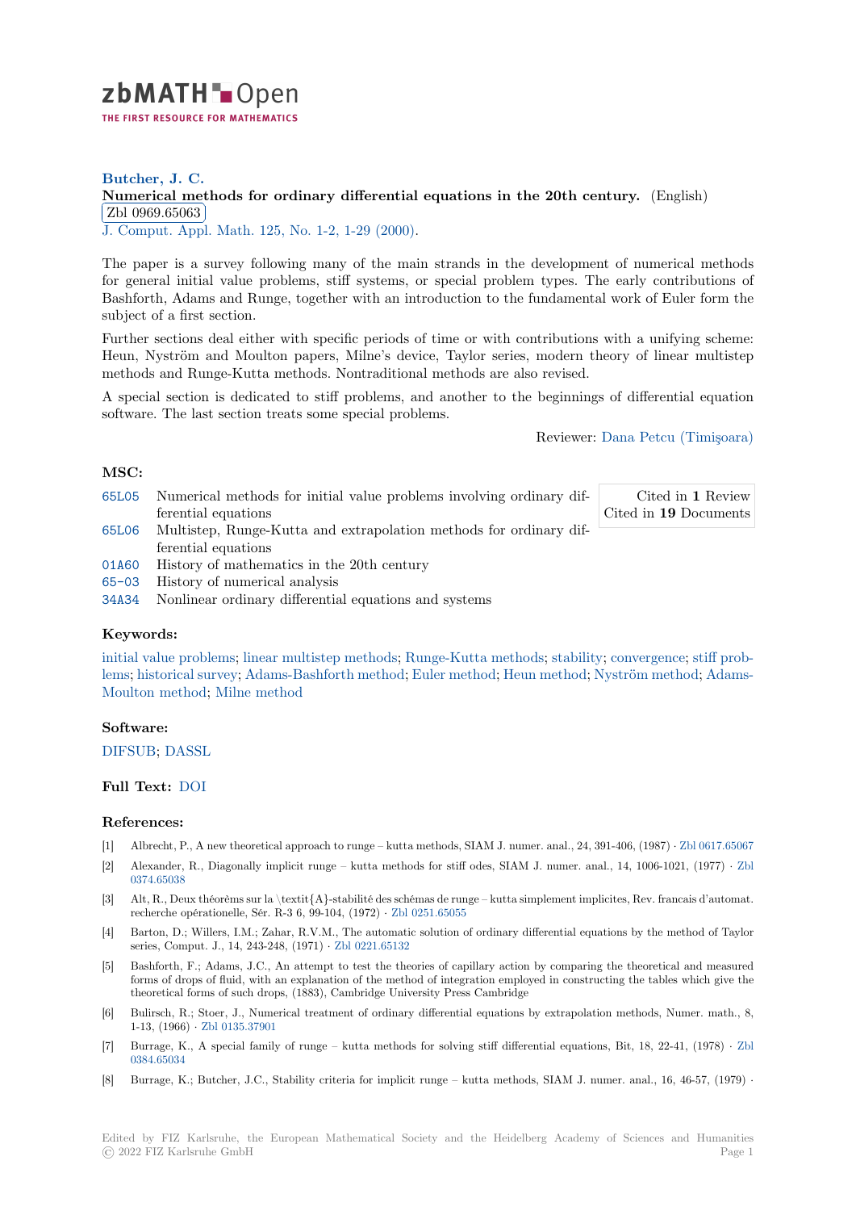**Butcher, J. C.**

**Numerical methods for ordinary differential equations in the 20th century.** (English)

Zbl 0969.65063

J. Comput. Appl. Math. 125, No. 1-2, 1-29 (2000).

The paper is a survey following many of the main strands in the development of numerical methods for general initial value problems, stiff systems, or special problem types. The early contributions of Bashforth, Adams and Runge, together with an introduction to the fundamental work of Euler form the subject of a first section.

Further sections deal either with specific periods of time or with contributions with a unifying scheme: Heun, Nyström and Moulton papers, Milne's device, Taylor series, modern theory of linear multistep methods and Runge-Kutta methods. Nontraditional methods are also revised.

A special section is dedicated to stiff problems, and another to the beginnings of differential equation software. The last section treats some special problems.

Reviewer: Dana Petcu (Timişoara)

### MSC:

- 65L05 Numerical methods for initial value problems involving ordinary differential equations
- 65L06 Multistep, Runge-Kutta and extrapolation methods for ordinary differential equations
- 01A60 History of mathematics in the 20th century
- 65-03 History of numerical analysis
- 34A34 Nonlinear ordinary differential equations and systems

Cited in **1** Review
Cited in **19** Documents

### Keywords:

initial value problems; linear multistep methods; Runge-Kutta methods; stability; convergence; stiff problems; historical survey; Adams-Bashforth method; Euler method; Heun method; Nyström method; Adams-Moulton method; Milne method

### Software:

DIFSUB; DASSL

### Full Text: DOI

### References:

[1] Albrecht, P., A new theoretical approach to runge – kutta methods, SIAM J. numer. anal., 24, 391-406, (1987) · Zbl 0617.65067

[2] Alexander, R., Diagonally implicit runge – kutta methods for stiff odes, SIAM J. numer. anal., 14, 1006-1021, (1977) · Zbl 0374.65038

[3] Alt, R., Deux théorèms sur la \textit{A}-stabilité des schémas de runge – kutta simplement implicites, Rev. francais d'automat. recherche opérationelle, Sér. R-3 6, 99-104, (1972) · Zbl 0251.65055

[4] Barton, D.; Willers, I.M.; Zahar, R.V.M., The automatic solution of ordinary differential equations by the method of Taylor series, Comput. J., 14, 243-248, (1971) · Zbl 0221.65132

[5] Bashforth, F.; Adams, J.C., An attempt to test the theories of capillary action by comparing the theoretical and measured forms of drops of fluid, with an explanation of the method of integration employed in constructing the tables which give the theoretical forms of such drops, (1883), Cambridge University Press Cambridge

[6] Bulirsch, R.; Stoer, J., Numerical treatment of ordinary differential equations by extrapolation methods, Numer. math., 8, 1-13, (1966) · Zbl 0135.37901

[7] Burrage, K., A special family of runge – kutta methods for solving stiff differential equations, Bit, 18, 22-41, (1978) · Zbl 0384.65034

[8] Burrage, K.; Butcher, J.C., Stability criteria for implicit runge – kutta methods, SIAM J. numer. anal., 16, 46-57, (1979) ·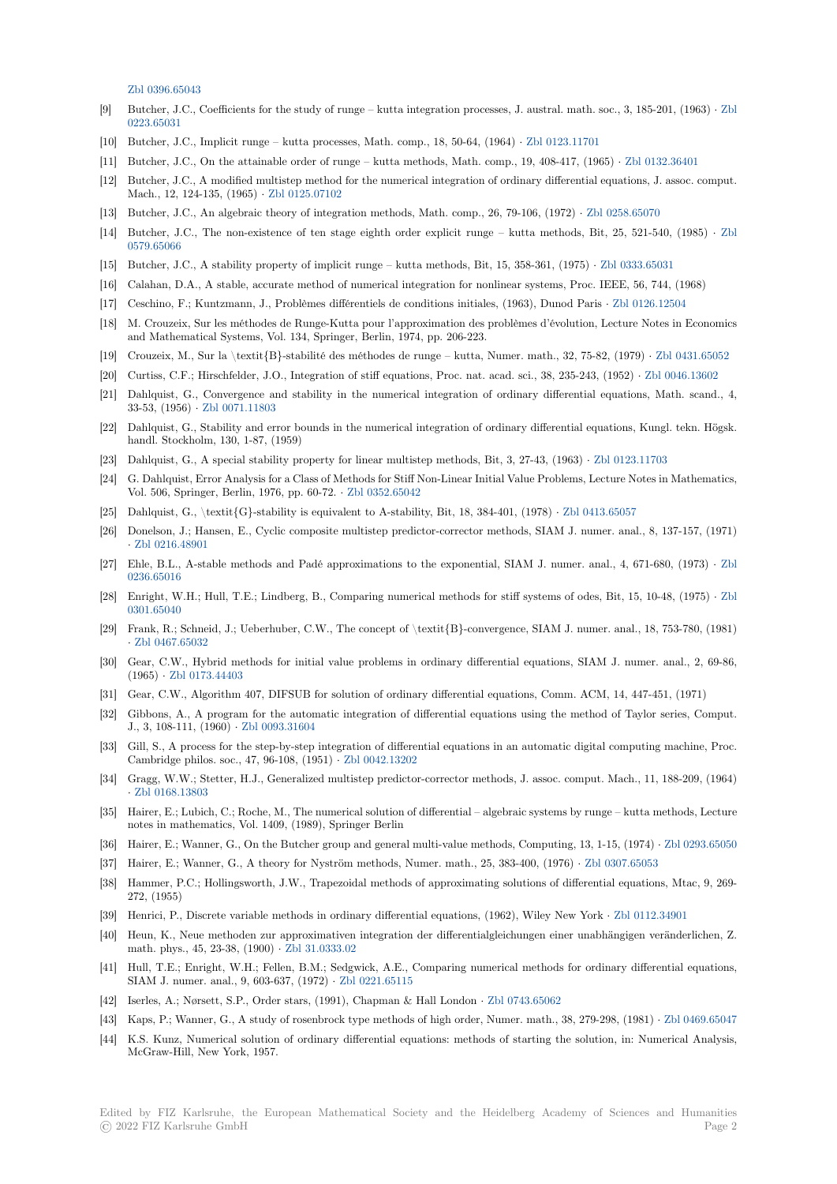Zbl 0396.65043

[9] Butcher, J.C., Coefficients for the study of runge – kutta integration processes, J. austral. math. soc., 3, 185-201, (1963) · Zbl 0223.65031

[10] Butcher, J.C., Implicit runge – kutta processes, Math. comp., 18, 50-64, (1964) · Zbl 0123.11701

[11] Butcher, J.C., On the attainable order of runge – kutta methods, Math. comp., 19, 408-417, (1965) · Zbl 0132.36401

[12] Butcher, J.C., A modified multistep method for the numerical integration of ordinary differential equations, J. assoc. comput. Mach., 12, 124-135, (1965) · Zbl 0125.07102

[13] Butcher, J.C., An algebraic theory of integration methods, Math. comp., 26, 79-106, (1972) · Zbl 0258.65070

[14] Butcher, J.C., The non-existence of ten stage eighth order explicit runge – kutta methods, Bit, 25, 521-540, (1985) · Zbl 0579.65066

[15] Butcher, J.C., A stability property of implicit runge – kutta methods, Bit, 15, 358-361, (1975) · Zbl 0333.65031

[16] Calahan, D.A., A stable, accurate method of numerical integration for nonlinear systems, Proc. IEEE, 56, 744, (1968)

[17] Ceschino, F.; Kuntzmann, J., Problèmes différentiels de conditions initiales, (1963), Dunod Paris · Zbl 0126.12504

[18] M. Crouzeix, Sur les méthodes de Runge-Kutta pour l'approximation des problèmes d'évolution, Lecture Notes in Economics and Mathematical Systems, Vol. 134, Springer, Berlin, 1974, pp. 206-223.

[19] Crouzeix, M., Sur la \textit{B}-stabilité des méthodes de runge – kutta, Numer. math., 32, 75-82, (1979) · Zbl 0431.65052

[20] Curtiss, C.F.; Hirschfelder, J.O., Integration of stiff equations, Proc. nat. acad. sci., 38, 235-243, (1952) · Zbl 0046.13602

[21] Dahlquist, G., Convergence and stability in the numerical integration of ordinary differential equations, Math. scand., 4, 33-53, (1956) · Zbl 0071.11803

[22] Dahlquist, G., Stability and error bounds in the numerical integration of ordinary differential equations, Kungl. tekn. Högsk. handl. Stockholm, 130, 1-87, (1959)

[23] Dahlquist, G., A special stability property for linear multistep methods, Bit, 3, 27-43, (1963) · Zbl 0123.11703

[24] G. Dahlquist, Error Analysis for a Class of Methods for Stiff Non-Linear Initial Value Problems, Lecture Notes in Mathematics, Vol. 506, Springer, Berlin, 1976, pp. 60-72. · Zbl 0352.65042

[25] Dahlquist, G., \textit{G}-stability is equivalent to A-stability, Bit, 18, 384-401, (1978) · Zbl 0413.65057

[26] Donelson, J.; Hansen, E., Cyclic composite multistep predictor-corrector methods, SIAM J. numer. anal., 8, 137-157, (1971) · Zbl 0216.48901

[27] Ehle, B.L., A-stable methods and Padé approximations to the exponential, SIAM J. numer. anal., 4, 671-680, (1973) · Zbl 0236.65016

[28] Enright, W.H.; Hull, T.E.; Lindberg, B., Comparing numerical methods for stiff systems of odes, Bit, 15, 10-48, (1975) · Zbl 0301.65040

[29] Frank, R.; Schneid, J.; Ueberhuber, C.W., The concept of \textit{B}-convergence, SIAM J. numer. anal., 18, 753-780, (1981) · Zbl 0467.65032

[30] Gear, C.W., Hybrid methods for initial value problems in ordinary differential equations, SIAM J. numer. anal., 2, 69-86, (1965) · Zbl 0173.44403

[31] Gear, C.W., Algorithm 407, DIFSUB for solution of ordinary differential equations, Comm. ACM, 14, 447-451, (1971)

[32] Gibbons, A., A program for the automatic integration of differential equations using the method of Taylor series, Comput. J., 3, 108-111, (1960) · Zbl 0093.31604

[33] Gill, S., A process for the step-by-step integration of differential equations in an automatic digital computing machine, Proc. Cambridge philos. soc., 47, 96-108, (1951) · Zbl 0042.13202

[34] Gragg, W.W.; Stetter, H.J., Generalized multistep predictor-corrector methods, J. assoc. comput. Mach., 11, 188-209, (1964) · Zbl 0168.13803

[35] Hairer, E.; Lubich, C.; Roche, M., The numerical solution of differential – algebraic systems by runge – kutta methods, Lecture notes in mathematics, Vol. 1409, (1989), Springer Berlin

[36] Hairer, E.; Wanner, G., On the Butcher group and general multi-value methods, Computing, 13, 1-15, (1974) · Zbl 0293.65050

[37] Hairer, E.; Wanner, G., A theory for Nyström methods, Numer. math., 25, 383-400, (1976) · Zbl 0307.65053

[38] Hammer, P.C.; Hollingsworth, J.W., Trapezoidal methods of approximating solutions of differential equations, Mtac, 9, 269-272, (1955)

[39] Henrici, P., Discrete variable methods in ordinary differential equations, (1962), Wiley New York · Zbl 0112.34901

[40] Heun, K., Neue methoden zur approximativen integration der differentialgleichungen einer unabhängigen veränderlichen, Z. math. phys., 45, 23-38, (1900) · Zbl 31.0333.02

[41] Hull, T.E.; Enright, W.H.; Fellen, B.M.; Sedgwick, A.E., Comparing numerical methods for ordinary differential equations, SIAM J. numer. anal., 9, 603-637, (1972) · Zbl 0221.65115

[42] Iserles, A.; Nørsett, S.P., Order stars, (1991), Chapman & Hall London · Zbl 0743.65062

[43] Kaps, P.; Wanner, G., A study of rosenbrock type methods of high order, Numer. math., 38, 279-298, (1981) · Zbl 0469.65047

[44] K.S. Kunz, Numerical solution of ordinary differential equations: methods of starting the solution, in: Numerical Analysis, McGraw-Hill, New York, 1957.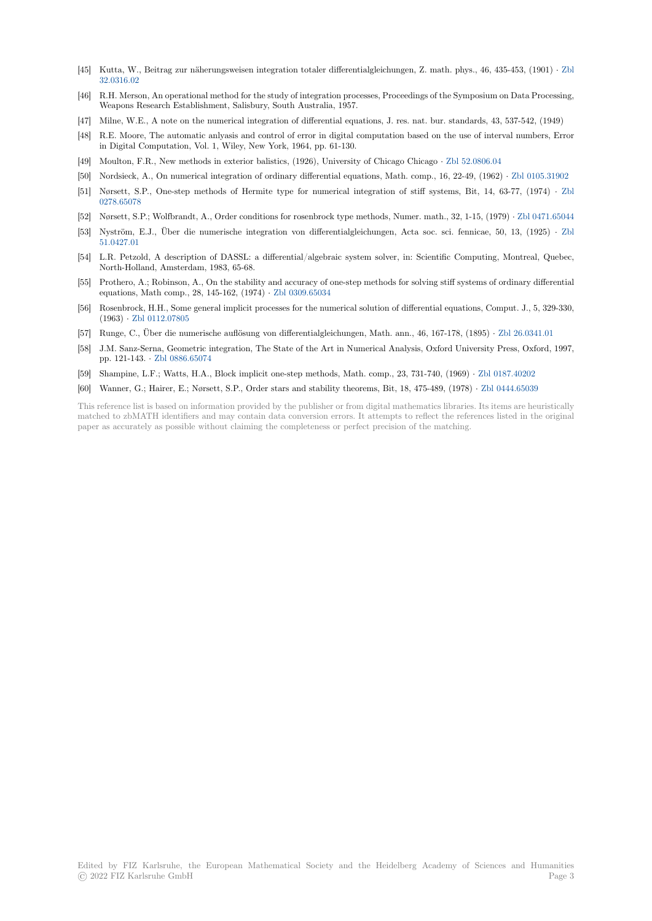[45] Kutta, W., Beitrag zur näherungsweisen integration totaler differentialgleichungen, Z. math. phys., 46, 435-453, (1901) · Zbl 32.0316.02

[46] R.H. Merson, An operational method for the study of integration processes, Proceedings of the Symposium on Data Processing, Weapons Research Establishment, Salisbury, South Australia, 1957.

[47] Milne, W.E., A note on the numerical integration of differential equations, J. res. nat. bur. standards, 43, 537-542, (1949)

[48] R.E. Moore, The automatic anlyasis and control of error in digital computation based on the use of interval numbers, Error in Digital Computation, Vol. 1, Wiley, New York, 1964, pp. 61-130.

[49] Moulton, F.R., New methods in exterior balistics, (1926), University of Chicago Chicago · Zbl 52.0806.04

[50] Nordsieck, A., On numerical integration of ordinary differential equations, Math. comp., 16, 22-49, (1962) · Zbl 0105.31902

[51] Nørsett, S.P., One-step methods of Hermite type for numerical integration of stiff systems, Bit, 14, 63-77, (1974) · Zbl 0278.65078

[52] Nørsett, S.P.; Wolfbrandt, A., Order conditions for rosenbrock type methods, Numer. math., 32, 1-15, (1979) · Zbl 0471.65044

[53] Nyström, E.J., Über die numerische integration von differentialgleichungen, Acta soc. sci. fennicae, 50, 13, (1925) · Zbl 51.0427.01

[54] L.R. Petzold, A description of DASSL: a differential/algebraic system solver, in: Scientific Computing, Montreal, Quebec, North-Holland, Amsterdam, 1983, 65-68.

[55] Prothero, A.; Robinson, A., On the stability and accuracy of one-step methods for solving stiff systems of ordinary differential equations, Math comp., 28, 145-162, (1974) · Zbl 0309.65034

[56] Rosenbrock, H.H., Some general implicit processes for the numerical solution of differential equations, Comput. J., 5, 329-330, (1963) · Zbl 0112.07805

[57] Runge, C., Über die numerische auflösung von differentialgleichungen, Math. ann., 46, 167-178, (1895) · Zbl 26.0341.01

[58] J.M. Sanz-Serna, Geometric integration, The State of the Art in Numerical Analysis, Oxford University Press, Oxford, 1997, pp. 121-143. · Zbl 0886.65074

[59] Shampine, L.F.; Watts, H.A., Block implicit one-step methods, Math. comp., 23, 731-740, (1969) · Zbl 0187.40202

[60] Wanner, G.; Hairer, E.; Nørsett, S.P., Order stars and stability theorems, Bit, 18, 475-489, (1978) · Zbl 0444.65039

This reference list is based on information provided by the publisher or from digital mathematics libraries. Its items are heuristically matched to zbMATH identifiers and may contain data conversion errors. It attempts to reflect the references listed in the original paper as accurately as possible without claiming the completeness or perfect precision of the matching.